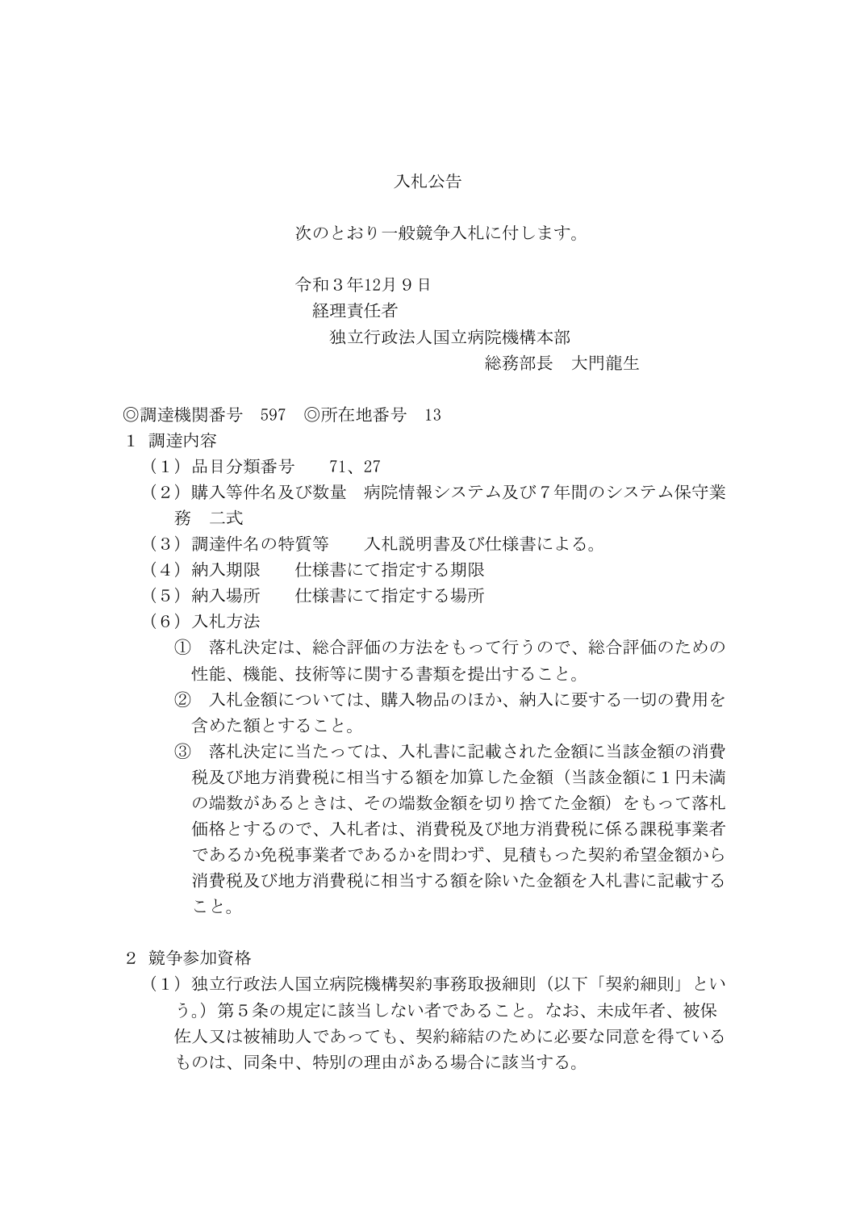# 入札公告

次のとおり一般競争入札に付します。

令和３年12月９日
経理責任者
独立行政法人国立病院機構本部
総務部長　大門龍生

◎調達機関番号　597　◎所在地番号　13

１　調達内容

（１）品目分類番号　　71、27

（２）購入等件名及び数量　病院情報システム及び７年間のシステム保守業務　二式

（３）調達件名の特質等　　入札説明書及び仕様書による。

（４）納入期限　　仕様書にて指定する期限

（５）納入場所　　仕様書にて指定する場所

（６）入札方法

①　落札決定は、総合評価の方法をもって行うので、総合評価のための性能、機能、技術等に関する書類を提出すること。

②　入札金額については、購入物品のほか、納入に要する一切の費用を含めた額とすること。

③　落札決定に当たっては、入札書に記載された金額に当該金額の消費税及び地方消費税に相当する額を加算した金額（当該金額に１円未満の端数があるときは、その端数金額を切り捨てた金額）をもって落札価格とするので、入札者は、消費税及び地方消費税に係る課税事業者であるか免税事業者であるかを問わず、見積もった契約希望金額から消費税及び地方消費税に相当する額を除いた金額を入札書に記載すること。

２　競争参加資格

（１）独立行政法人国立病院機構契約事務取扱細則（以下「契約細則」という。）第５条の規定に該当しない者であること。なお、未成年者、被保佐人又は被補助人であっても、契約締結のために必要な同意を得ているものは、同条中、特別の理由がある場合に該当する。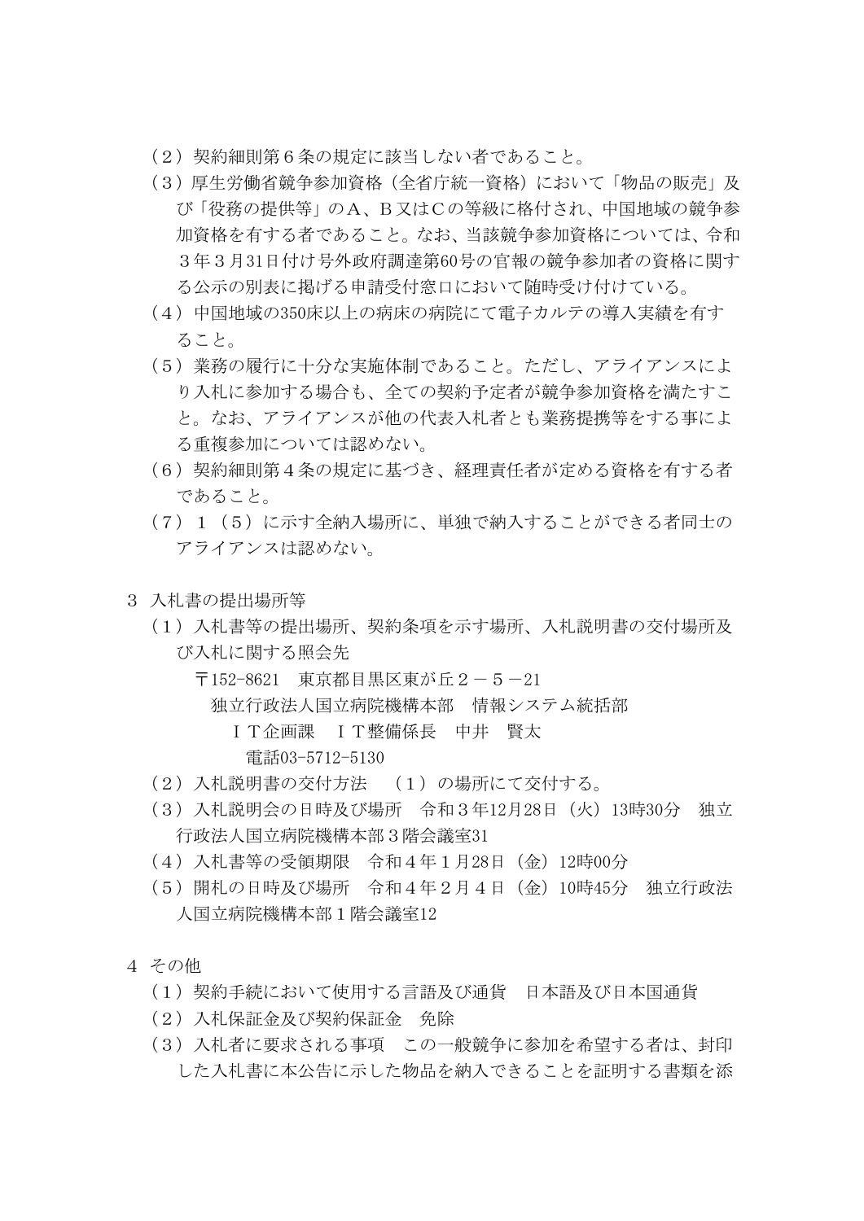（２）契約細則第６条の規定に該当しない者であること。

（３）厚生労働省競争参加資格（全省庁統一資格）において「物品の販売」及び「役務の提供等」のＡ、Ｂ又はＣの等級に格付され、中国地域の競争参加資格を有する者であること。なお、当該競争参加資格については、令和３年３月31日付け号外政府調達第60号の官報の競争参加者の資格に関する公示の別表に掲げる申請受付窓口において随時受け付けている。

（４）中国地域の350床以上の病床の病院にて電子カルテの導入実績を有すること。

（５）業務の履行に十分な実施体制であること。ただし、アライアンスにより入札に参加する場合も、全ての契約予定者が競争参加資格を満たすこと。なお、アライアンスが他の代表入札者とも業務提携等をする事による重複参加については認めない。

（６）契約細則第４条の規定に基づき、経理責任者が定める資格を有する者であること。

（７）１（５）に示す全納入場所に、単独で納入することができる者同士のアライアンスは認めない。

３ 入札書の提出場所等

（１）入札書等の提出場所、契約条項を示す場所、入札説明書の交付場所及び入札に関する照会先

〒152-8621　東京都目黒区東が丘２－５－21

独立行政法人国立病院機構本部　情報システム統括部

ＩＴ企画課　ＩＴ整備係長　中井　賢太

電話03-5712-5130

（２）入札説明書の交付方法　（１）の場所にて交付する。

（３）入札説明会の日時及び場所　令和３年12月28日（火）13時30分　独立行政法人国立病院機構本部３階会議室31

（４）入札書等の受領期限　令和４年１月28日（金）12時00分

（５）開札の日時及び場所　令和４年２月４日（金）10時45分　独立行政法人国立病院機構本部１階会議室12

４ その他

（１）契約手続において使用する言語及び通貨　日本語及び日本国通貨

（２）入札保証金及び契約保証金　免除

（３）入札者に要求される事項　この一般競争に参加を希望する者は、封印した入札書に本公告に示した物品を納入できることを証明する書類を添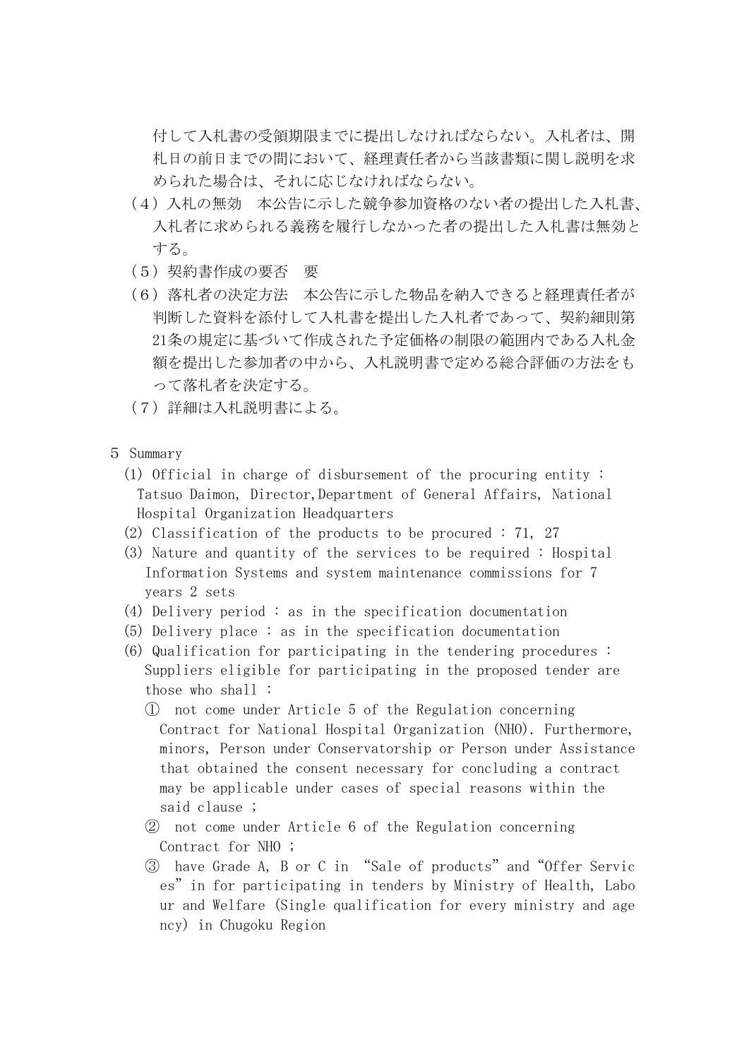付して入札書の受領期限までに提出しなければならない。入札者は、開札日の前日までの間において、経理責任者から当該書類に関し説明を求められた場合は、それに応じなければならない。

（４）入札の無効　本公告に示した競争参加資格のない者の提出した入札書、入札者に求められる義務を履行しなかった者の提出した入札書は無効とする。

（５）契約書作成の要否　要

（６）落札者の決定方法　本公告に示した物品を納入できると経理責任者が判断した資料を添付して入札書を提出した入札者であって、契約細則第21条の規定に基づいて作成された予定価格の制限の範囲内である入札金額を提出した参加者の中から、入札説明書で定める総合評価の方法をもって落札者を決定する。

（７）詳細は入札説明書による。

５ Summary

(1) Official in charge of disbursement of the procuring entity : Tatsuo Daimon, Director,Department of General Affairs, National Hospital Organization Headquarters

(2) Classification of the products to be procured : 71, 27

(3) Nature and quantity of the services to be required : Hospital Information Systems and system maintenance commissions for 7 years 2 sets

(4) Delivery period : as in the specification documentation

(5) Delivery place : as in the specification documentation

(6) Qualification for participating in the tendering procedures : Suppliers eligible for participating in the proposed tender are those who shall :

① not come under Article 5 of the Regulation concerning Contract for National Hospital Organization (NHO). Furthermore, minors, Person under Conservatorship or Person under Assistance that obtained the consent necessary for concluding a contract may be applicable under cases of special reasons within the said clause ;

② not come under Article 6 of the Regulation concerning Contract for NHO ;

③ have Grade A, B or C in “Sale of products” and “Offer Services” in for participating in tenders by Ministry of Health, Labour and Welfare (Single qualification for every ministry and agency) in Chugoku Region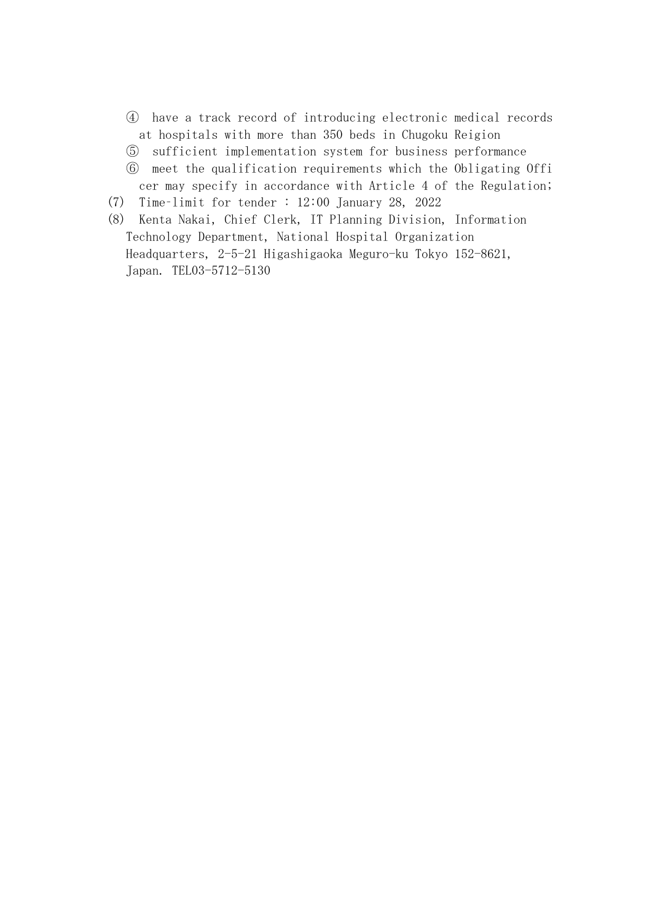④ have a track record of introducing electronic medical records at hospitals with more than 350 beds in Chugoku Reigion

⑤ sufficient implementation system for business performance

⑥ meet the qualification requirements which the Obligating Officer may specify in accordance with Article 4 of the Regulation;

(7) Time-limit for tender : 12:00 January 28, 2022

(8) Kenta Nakai, Chief Clerk, IT Planning Division, Information Technology Department, National Hospital Organization Headquarters, 2-5-21 Higashigaoka Meguro-ku Tokyo 152-8621, Japan. TEL03-5712-5130